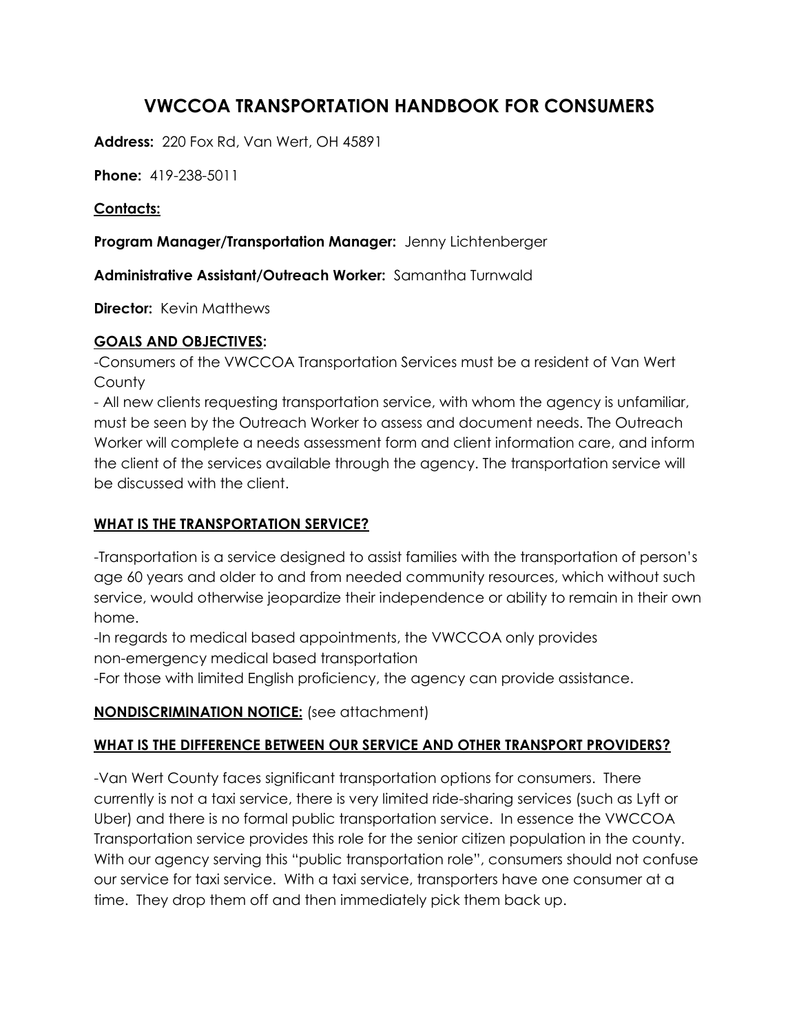# VWCCOA TRANSPORTATION HANDBOOK FOR CONSUMERS

**Address:** 220 Fox Rd, Van Wert, OH 45891

**Phone:** 419-238-5011

**Contacts:**

**Program Manager/Transportation Manager:** Jenny Lichtenberger

**Administrative Assistant/Outreach Worker:** Samantha Turnwald

**Director:** Kevin Matthews

**GOALS AND OBJECTIVES:**

-Consumers of the VWCCOA Transportation Services must be a resident of Van Wert County

- All new clients requesting transportation service, with whom the agency is unfamiliar, must be seen by the Outreach Worker to assess and document needs. The Outreach Worker will complete a needs assessment form and client information care, and inform the client of the services available through the agency. The transportation service will be discussed with the client.

**WHAT IS THE TRANSPORTATION SERVICE?**

-Transportation is a service designed to assist families with the transportation of person's age 60 years and older to and from needed community resources, which without such service, would otherwise jeopardize their independence or ability to remain in their own home.

-In regards to medical based appointments, the VWCCOA only provides non-emergency medical based transportation

-For those with limited English proficiency, the agency can provide assistance.

**NONDISCRIMINATION NOTICE:** (see attachment)

**WHAT IS THE DIFFERENCE BETWEEN OUR SERVICE AND OTHER TRANSPORT PROVIDERS?**

-Van Wert County faces significant transportation options for consumers. There currently is not a taxi service, there is very limited ride-sharing services (such as Lyft or Uber) and there is no formal public transportation service. In essence the VWCCOA Transportation service provides this role for the senior citizen population in the county. With our agency serving this "public transportation role", consumers should not confuse our service for taxi service. With a taxi service, transporters have one consumer at a time. They drop them off and then immediately pick them back up.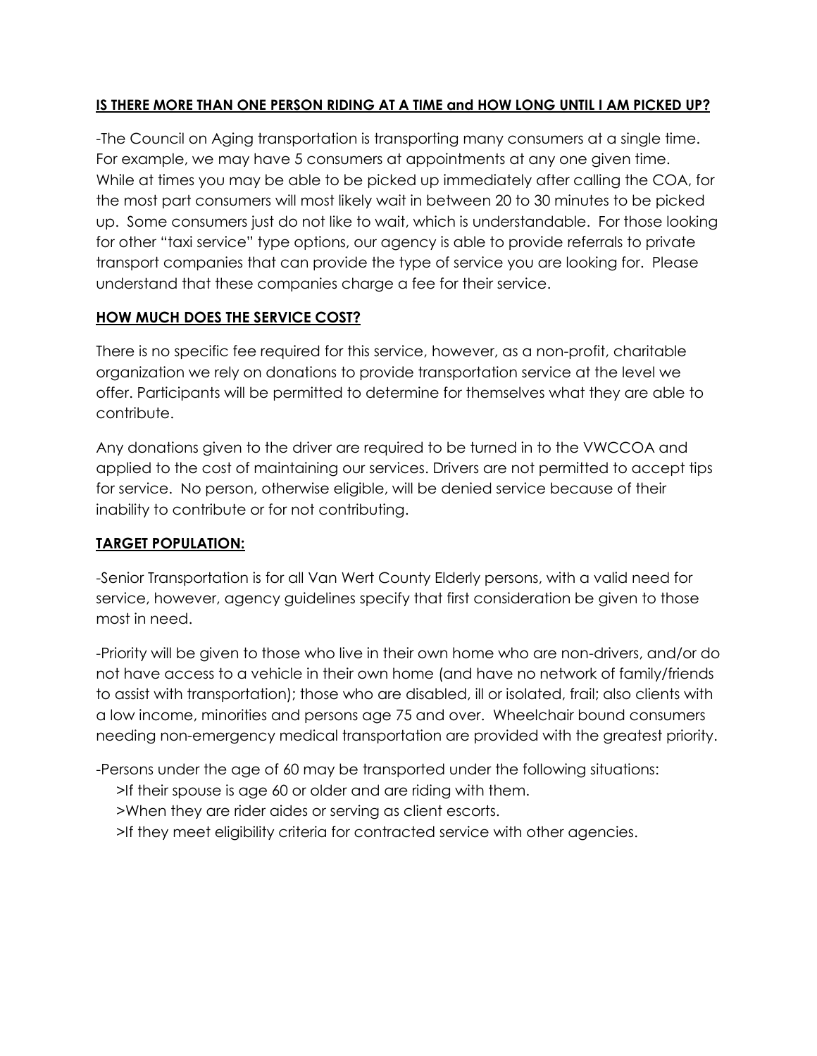**<u>IS THERE MORE THAN ONE PERSON RIDING AT A TIME and HOW LONG UNTIL I AM PICKED UP?</u>**

-The Council on Aging transportation is transporting many consumers at a single time. For example, we may have 5 consumers at appointments at any one given time. While at times you may be able to be picked up immediately after calling the COA, for the most part consumers will most likely wait in between 20 to 30 minutes to be picked up. Some consumers just do not like to wait, which is understandable. For those looking for other "taxi service" type options, our agency is able to provide referrals to private transport companies that can provide the type of service you are looking for. Please understand that these companies charge a fee for their service.

**<u>HOW MUCH DOES THE SERVICE COST?</u>**

There is no specific fee required for this service, however, as a non-profit, charitable organization we rely on donations to provide transportation service at the level we offer. Participants will be permitted to determine for themselves what they are able to contribute.

Any donations given to the driver are required to be turned in to the VWCCOA and applied to the cost of maintaining our services. Drivers are not permitted to accept tips for service. No person, otherwise eligible, will be denied service because of their inability to contribute or for not contributing.

**<u>TARGET POPULATION:</u>**

-Senior Transportation is for all Van Wert County Elderly persons, with a valid need for service, however, agency guidelines specify that first consideration be given to those most in need.

-Priority will be given to those who live in their own home who are non-drivers, and/or do not have access to a vehicle in their own home (and have no network of family/friends to assist with transportation); those who are disabled, ill or isolated, frail; also clients with a low income, minorities and persons age 75 and over. Wheelchair bound consumers needing non-emergency medical transportation are provided with the greatest priority.

-Persons under the age of 60 may be transported under the following situations:

>If their spouse is age 60 or older and are riding with them.

>When they are rider aides or serving as client escorts.

>If they meet eligibility criteria for contracted service with other agencies.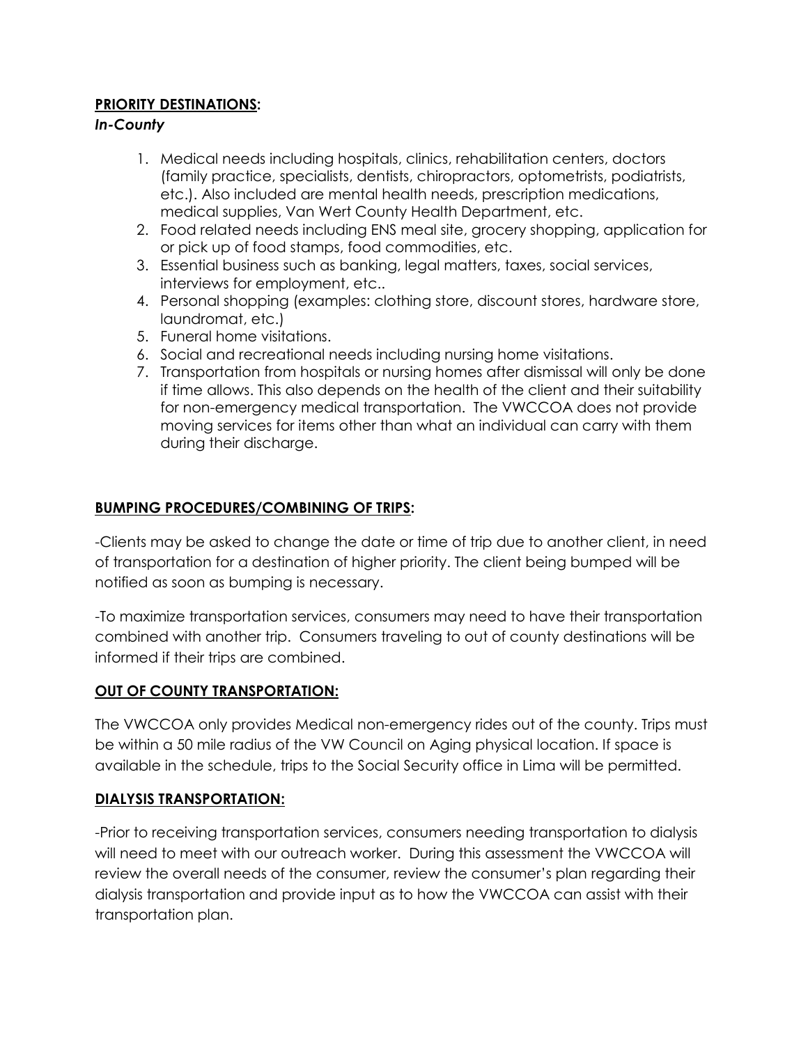**PRIORITY DESTINATIONS:**

***In-County***

1. Medical needs including hospitals, clinics, rehabilitation centers, doctors (family practice, specialists, dentists, chiropractors, optometrists, podiatrists, etc.). Also included are mental health needs, prescription medications, medical supplies, Van Wert County Health Department, etc.
2. Food related needs including ENS meal site, grocery shopping, application for or pick up of food stamps, food commodities, etc.
3. Essential business such as banking, legal matters, taxes, social services, interviews for employment, etc..
4. Personal shopping (examples: clothing store, discount stores, hardware store, laundromat, etc.)
5. Funeral home visitations.
6. Social and recreational needs including nursing home visitations.
7. Transportation from hospitals or nursing homes after dismissal will only be done if time allows. This also depends on the health of the client and their suitability for non-emergency medical transportation. The VWCCOA does not provide moving services for items other than what an individual can carry with them during their discharge.

**BUMPING PROCEDURES/COMBINING OF TRIPS:**

-Clients may be asked to change the date or time of trip due to another client, in need of transportation for a destination of higher priority. The client being bumped will be notified as soon as bumping is necessary.

-To maximize transportation services, consumers may need to have their transportation combined with another trip. Consumers traveling to out of county destinations will be informed if their trips are combined.

**OUT OF COUNTY TRANSPORTATION:**

The VWCCOA only provides Medical non-emergency rides out of the county. Trips must be within a 50 mile radius of the VW Council on Aging physical location. If space is available in the schedule, trips to the Social Security office in Lima will be permitted.

**DIALYSIS TRANSPORTATION:**

-Prior to receiving transportation services, consumers needing transportation to dialysis will need to meet with our outreach worker. During this assessment the VWCCOA will review the overall needs of the consumer, review the consumer's plan regarding their dialysis transportation and provide input as to how the VWCCOA can assist with their transportation plan.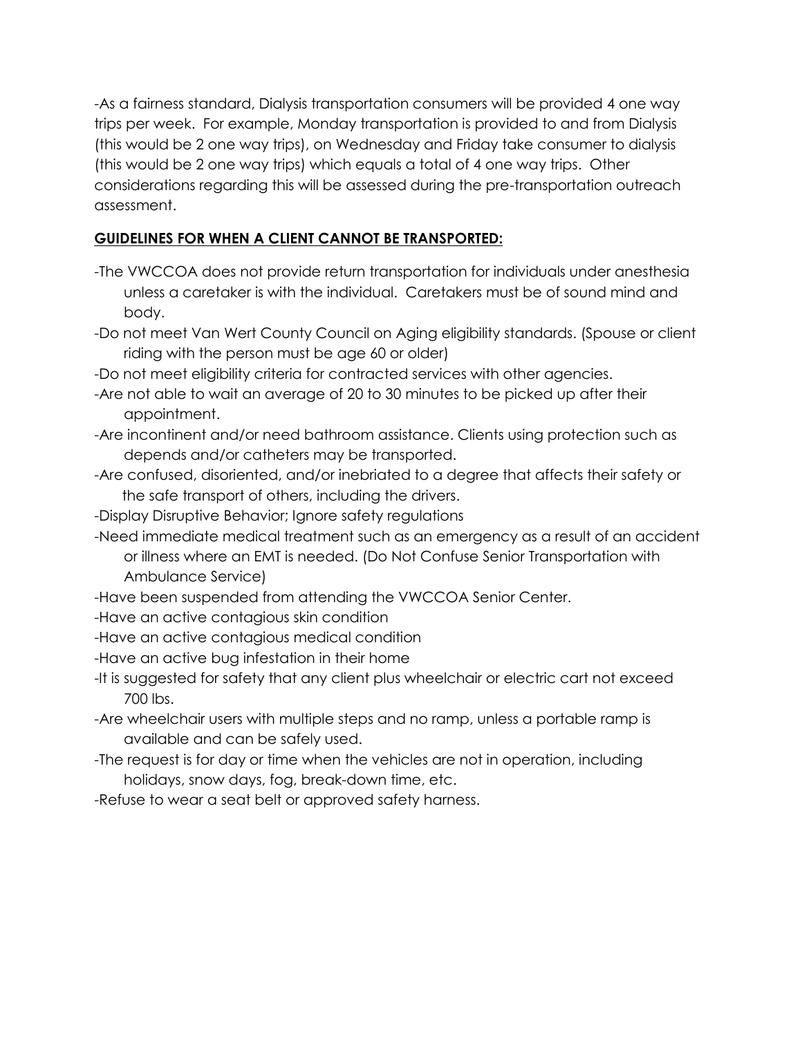-As a fairness standard, Dialysis transportation consumers will be provided 4 one way trips per week. For example, Monday transportation is provided to and from Dialysis (this would be 2 one way trips), on Wednesday and Friday take consumer to dialysis (this would be 2 one way trips) which equals a total of 4 one way trips. Other considerations regarding this will be assessed during the pre-transportation outreach assessment.

**GUIDELINES FOR WHEN A CLIENT CANNOT BE TRANSPORTED:**

-The VWCCOA does not provide return transportation for individuals under anesthesia unless a caretaker is with the individual. Caretakers must be of sound mind and body.

-Do not meet Van Wert County Council on Aging eligibility standards. (Spouse or client riding with the person must be age 60 or older)

-Do not meet eligibility criteria for contracted services with other agencies.

-Are not able to wait an average of 20 to 30 minutes to be picked up after their appointment.

-Are incontinent and/or need bathroom assistance. Clients using protection such as depends and/or catheters may be transported.

-Are confused, disoriented, and/or inebriated to a degree that affects their safety or the safe transport of others, including the drivers.

-Display Disruptive Behavior; Ignore safety regulations

-Need immediate medical treatment such as an emergency as a result of an accident or illness where an EMT is needed. (Do Not Confuse Senior Transportation with Ambulance Service)

-Have been suspended from attending the VWCCOA Senior Center.

-Have an active contagious skin condition

-Have an active contagious medical condition

-Have an active bug infestation in their home

-It is suggested for safety that any client plus wheelchair or electric cart not exceed 700 lbs.

-Are wheelchair users with multiple steps and no ramp, unless a portable ramp is available and can be safely used.

-The request is for day or time when the vehicles are not in operation, including holidays, snow days, fog, break-down time, etc.

-Refuse to wear a seat belt or approved safety harness.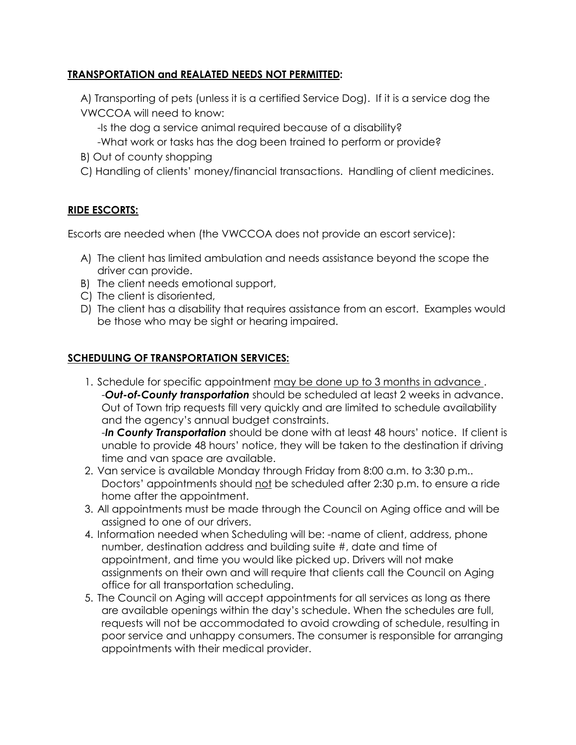**<u>TRANSPORTATION and REALATED NEEDS NOT PERMITTED</u>:**

A) Transporting of pets (unless it is a certified Service Dog). If it is a service dog the VWCCOA will need to know:

-Is the dog a service animal required because of a disability?

-What work or tasks has the dog been trained to perform or provide?

B) Out of county shopping

C) Handling of clients' money/financial transactions. Handling of client medicines.

**<u>RIDE ESCORTS:</u>**

Escorts are needed when (the VWCCOA does not provide an escort service):

A) The client has limited ambulation and needs assistance beyond the scope the driver can provide.
B) The client needs emotional support,
C) The client is disoriented,
D) The client has a disability that requires assistance from an escort. Examples would be those who may be sight or hearing impaired.

**<u>SCHEDULING OF TRANSPORTATION SERVICES:</u>**

1. Schedule for specific appointment <u>may be done up to 3 months in advance</u>.
   -***Out-of-County transportation*** should be scheduled at least 2 weeks in advance. Out of Town trip requests fill very quickly and are limited to schedule availability and the agency's annual budget constraints.
   -***In County Transportation*** should be done with at least 48 hours' notice. If client is unable to provide 48 hours' notice, they will be taken to the destination if driving time and van space are available.
2. Van service is available Monday through Friday from 8:00 a.m. to 3:30 p.m.. Doctors' appointments should <u>not</u> be scheduled after 2:30 p.m. to ensure a ride home after the appointment.
3. All appointments must be made through the Council on Aging office and will be assigned to one of our drivers.
4. Information needed when Scheduling will be: -name of client, address, phone number, destination address and building suite #, date and time of appointment, and time you would like picked up. Drivers will not make assignments on their own and will require that clients call the Council on Aging office for all transportation scheduling.
5. The Council on Aging will accept appointments for all services as long as there are available openings within the day's schedule. When the schedules are full, requests will not be accommodated to avoid crowding of schedule, resulting in poor service and unhappy consumers. The consumer is responsible for arranging appointments with their medical provider.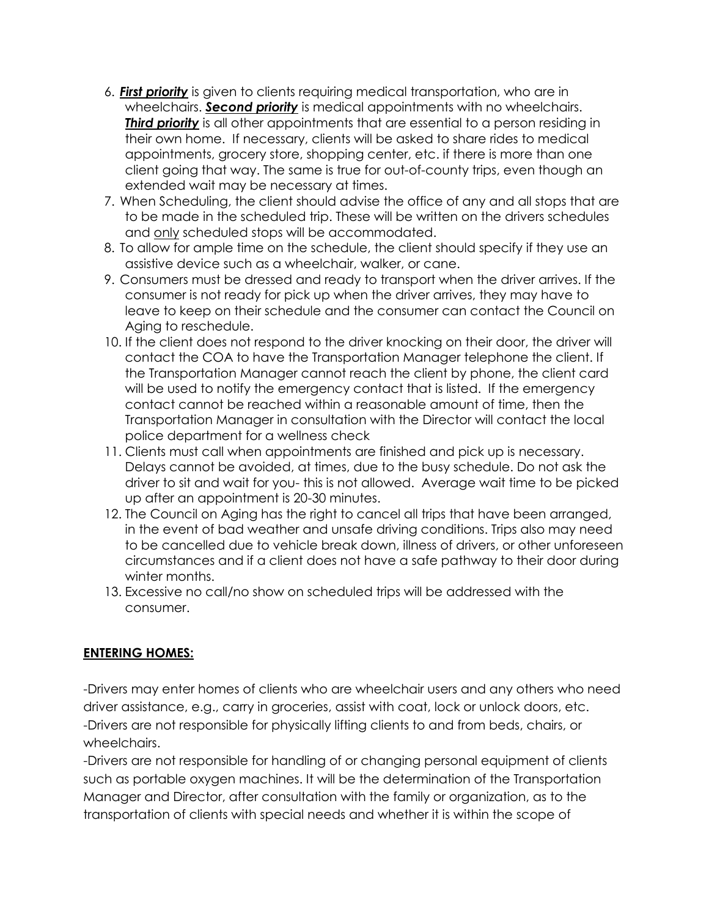6. ***First priority*** is given to clients requiring medical transportation, who are in wheelchairs. ***Second priority*** is medical appointments with no wheelchairs. ***Third priority*** is all other appointments that are essential to a person residing in their own home. If necessary, clients will be asked to share rides to medical appointments, grocery store, shopping center, etc. if there is more than one client going that way. The same is true for out-of-county trips, even though an extended wait may be necessary at times.
7. When Scheduling, the client should advise the office of any and all stops that are to be made in the scheduled trip. These will be written on the drivers schedules and <u>only</u> scheduled stops will be accommodated.
8. To allow for ample time on the schedule, the client should specify if they use an assistive device such as a wheelchair, walker, or cane.
9. Consumers must be dressed and ready to transport when the driver arrives. If the consumer is not ready for pick up when the driver arrives, they may have to leave to keep on their schedule and the consumer can contact the Council on Aging to reschedule.
10. If the client does not respond to the driver knocking on their door, the driver will contact the COA to have the Transportation Manager telephone the client. If the Transportation Manager cannot reach the client by phone, the client card will be used to notify the emergency contact that is listed. If the emergency contact cannot be reached within a reasonable amount of time, then the Transportation Manager in consultation with the Director will contact the local police department for a wellness check
11. Clients must call when appointments are finished and pick up is necessary. Delays cannot be avoided, at times, due to the busy schedule. Do not ask the driver to sit and wait for you- this is not allowed. Average wait time to be picked up after an appointment is 20-30 minutes.
12. The Council on Aging has the right to cancel all trips that have been arranged, in the event of bad weather and unsafe driving conditions. Trips also may need to be cancelled due to vehicle break down, illness of drivers, or other unforeseen circumstances and if a client does not have a safe pathway to their door during winter months.
13. Excessive no call/no show on scheduled trips will be addressed with the consumer.

## **<u>ENTERING HOMES:</u>**

-Drivers may enter homes of clients who are wheelchair users and any others who need driver assistance, e.g., carry in groceries, assist with coat, lock or unlock doors, etc.
-Drivers are not responsible for physically lifting clients to and from beds, chairs, or wheelchairs.
-Drivers are not responsible for handling of or changing personal equipment of clients such as portable oxygen machines. It will be the determination of the Transportation Manager and Director, after consultation with the family or organization, as to the transportation of clients with special needs and whether it is within the scope of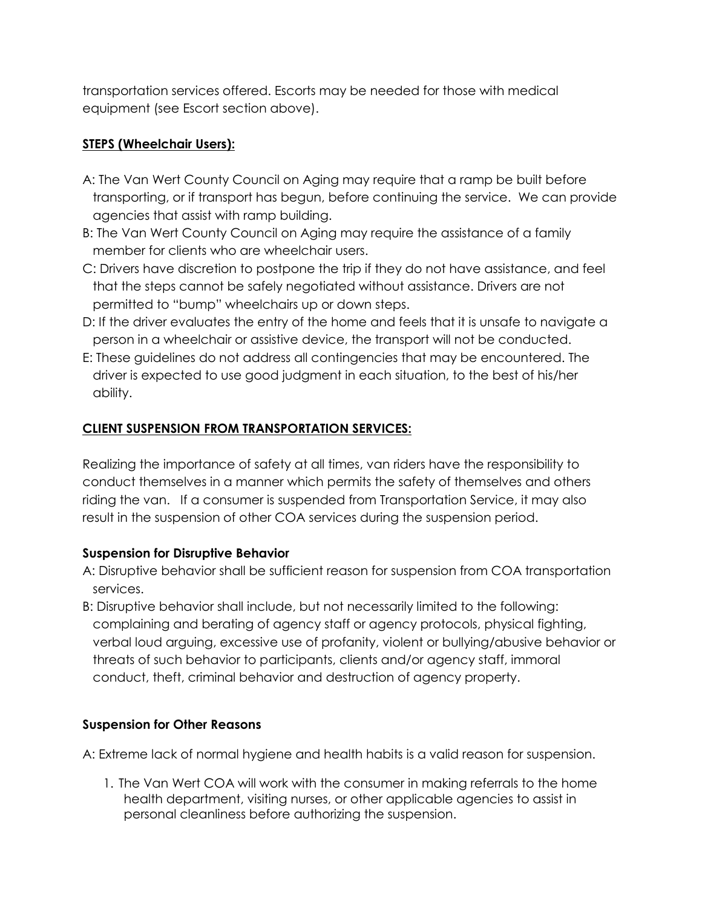transportation services offered. Escorts may be needed for those with medical equipment (see Escort section above).

## **STEPS (Wheelchair Users):**

A: The Van Wert County Council on Aging may require that a ramp be built before transporting, or if transport has begun, before continuing the service. We can provide agencies that assist with ramp building.

B: The Van Wert County Council on Aging may require the assistance of a family member for clients who are wheelchair users.

C: Drivers have discretion to postpone the trip if they do not have assistance, and feel that the steps cannot be safely negotiated without assistance. Drivers are not permitted to "bump" wheelchairs up or down steps.

D: If the driver evaluates the entry of the home and feels that it is unsafe to navigate a person in a wheelchair or assistive device, the transport will not be conducted.

E: These guidelines do not address all contingencies that may be encountered. The driver is expected to use good judgment in each situation, to the best of his/her ability.

## **CLIENT SUSPENSION FROM TRANSPORTATION SERVICES:**

Realizing the importance of safety at all times, van riders have the responsibility to conduct themselves in a manner which permits the safety of themselves and others riding the van. If a consumer is suspended from Transportation Service, it may also result in the suspension of other COA services during the suspension period.

### **Suspension for Disruptive Behavior**

A: Disruptive behavior shall be sufficient reason for suspension from COA transportation services.

B: Disruptive behavior shall include, but not necessarily limited to the following: complaining and berating of agency staff or agency protocols, physical fighting, verbal loud arguing, excessive use of profanity, violent or bullying/abusive behavior or threats of such behavior to participants, clients and/or agency staff, immoral conduct, theft, criminal behavior and destruction of agency property.

### **Suspension for Other Reasons**

A: Extreme lack of normal hygiene and health habits is a valid reason for suspension.

1. The Van Wert COA will work with the consumer in making referrals to the home health department, visiting nurses, or other applicable agencies to assist in personal cleanliness before authorizing the suspension.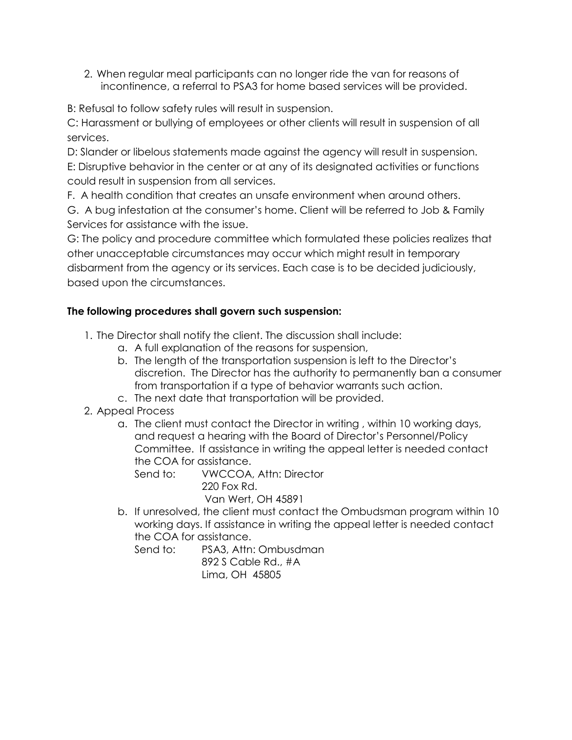2. When regular meal participants can no longer ride the van for reasons of incontinence, a referral to PSA3 for home based services will be provided.

B: Refusal to follow safety rules will result in suspension.

C: Harassment or bullying of employees or other clients will result in suspension of all services.

D: Slander or libelous statements made against the agency will result in suspension.

E: Disruptive behavior in the center or at any of its designated activities or functions could result in suspension from all services.

F. A health condition that creates an unsafe environment when around others.

G. A bug infestation at the consumer's home. Client will be referred to Job & Family Services for assistance with the issue.

G: The policy and procedure committee which formulated these policies realizes that other unacceptable circumstances may occur which might result in temporary disbarment from the agency or its services. Each case is to be decided judiciously, based upon the circumstances.

**The following procedures shall govern such suspension:**

1. The Director shall notify the client. The discussion shall include:
   a. A full explanation of the reasons for suspension,
   b. The length of the transportation suspension is left to the Director's discretion. The Director has the authority to permanently ban a consumer from transportation if a type of behavior warrants such action.
   c. The next date that transportation will be provided.
2. Appeal Process
   a. The client must contact the Director in writing , within 10 working days, and request a hearing with the Board of Director's Personnel/Policy Committee. If assistance in writing the appeal letter is needed contact the COA for assistance.

      Send to: VWCCOA, Attn: Director
      220 Fox Rd.
      Van Wert, OH 45891

   b. If unresolved, the client must contact the Ombudsman program within 10 working days. If assistance in writing the appeal letter is needed contact the COA for assistance.

      Send to: PSA3, Attn: Ombusdman
      892 S Cable Rd., #A
      Lima, OH 45805